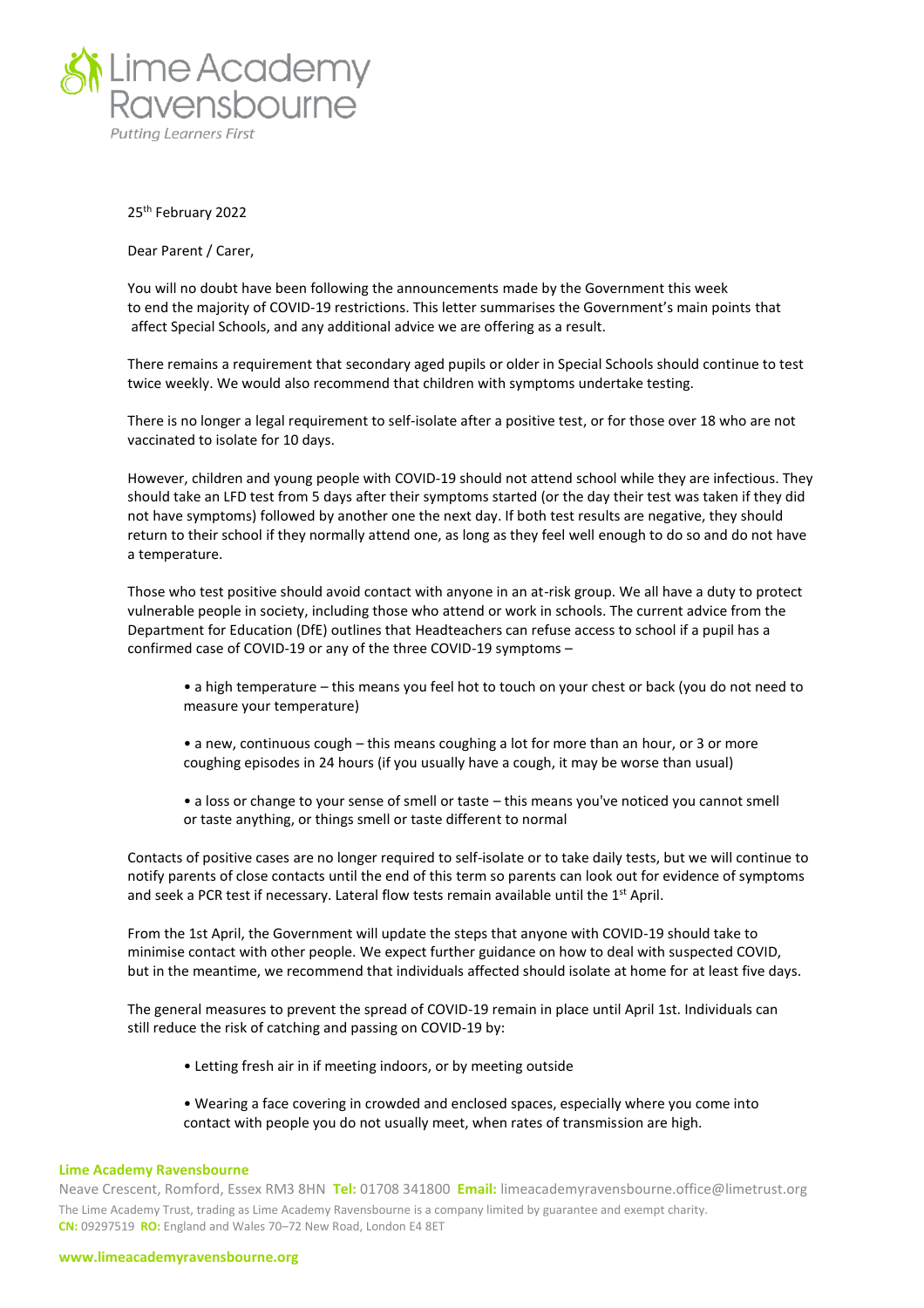# Lime Academy Ravensbourne

*Putting Learners First*

25th February 2022

Dear Parent / Carer,

You will no doubt have been following the announcements made by the Government this week to end the majority of COVID-19 restrictions. This letter summarises the Government's main points that affect Special Schools, and any additional advice we are offering as a result.

There remains a requirement that secondary aged pupils or older in Special Schools should continue to test twice weekly. We would also recommend that children with symptoms undertake testing.

There is no longer a legal requirement to self-isolate after a positive test, or for those over 18 who are not vaccinated to isolate for 10 days.

However, children and young people with COVID-19 should not attend school while they are infectious. They should take an LFD test from 5 days after their symptoms started (or the day their test was taken if they did not have symptoms) followed by another one the next day. If both test results are negative, they should return to their school if they normally attend one, as long as they feel well enough to do so and do not have a temperature.

Those who test positive should avoid contact with anyone in an at-risk group. We all have a duty to protect vulnerable people in society, including those who attend or work in schools. The current advice from the Department for Education (DfE) outlines that Headteachers can refuse access to school if a pupil has a confirmed case of COVID-19 or any of the three COVID-19 symptoms –

- a high temperature – this means you feel hot to touch on your chest or back (you do not need to measure your temperature)
- a new, continuous cough – this means coughing a lot for more than an hour, or 3 or more coughing episodes in 24 hours (if you usually have a cough, it may be worse than usual)
- a loss or change to your sense of smell or taste – this means you've noticed you cannot smell or taste anything, or things smell or taste different to normal

Contacts of positive cases are no longer required to self-isolate or to take daily tests, but we will continue to notify parents of close contacts until the end of this term so parents can look out for evidence of symptoms and seek a PCR test if necessary. Lateral flow tests remain available until the 1st April.

From the 1st April, the Government will update the steps that anyone with COVID-19 should take to minimise contact with other people. We expect further guidance on how to deal with suspected COVID, but in the meantime, we recommend that individuals affected should isolate at home for at least five days.

The general measures to prevent the spread of COVID-19 remain in place until April 1st. Individuals can still reduce the risk of catching and passing on COVID-19 by:

- Letting fresh air in if meeting indoors, or by meeting outside
- Wearing a face covering in crowded and enclosed spaces, especially where you come into contact with people you do not usually meet, when rates of transmission are high.

**Lime Academy Ravensbourne**

Neave Crescent, Romford, Essex RM3 8HN **Tel:** 01708 341800 **Email:** limeacademyravensbourne.office@limetrust.org

The Lime Academy Trust, trading as Lime Academy Ravensbourne is a company limited by guarantee and exempt charity.
**CN:** 09297519 **RO:** England and Wales 70–72 New Road, London E4 8ET

**www.limeacademyravensbourne.org**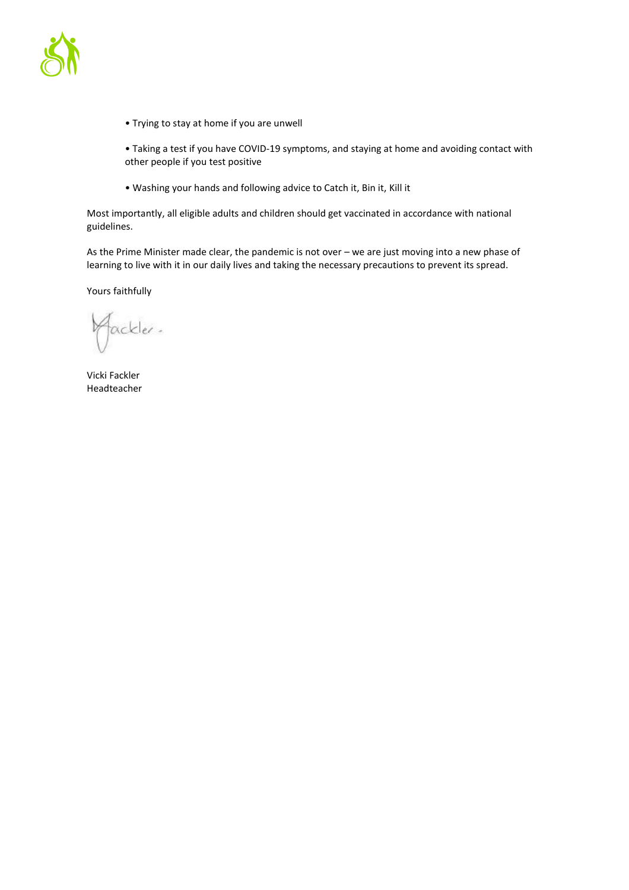- Trying to stay at home if you are unwell

- Taking a test if you have COVID-19 symptoms, and staying at home and avoiding contact with other people if you test positive

- Washing your hands and following advice to Catch it, Bin it, Kill it

Most importantly, all eligible adults and children should get vaccinated in accordance with national guidelines.

As the Prime Minister made clear, the pandemic is not over – we are just moving into a new phase of learning to live with it in our daily lives and taking the necessary precautions to prevent its spread.

Yours faithfully

Vicki Fackler
Headteacher